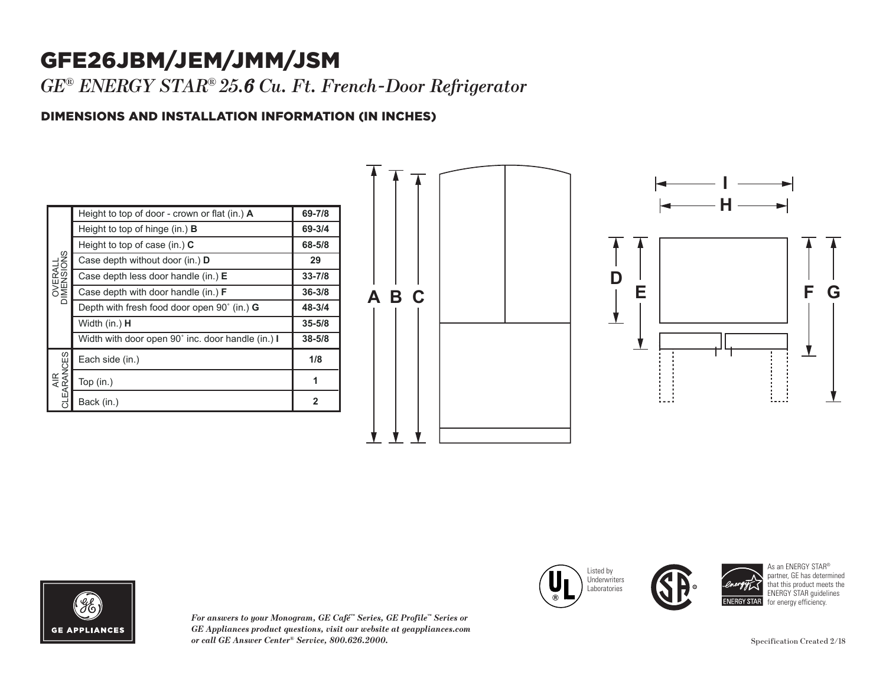# GFE26JBM/JEM/JMM/JSM

*GE® ENERGY STAR® 25.6 Cu. Ft. French-Door Refrigerator*

## DIMENSIONS AND INSTALLATION INFORMATION (IN INCHES)

| | | |
|---|---|---|
| OVERALL DIMENSIONS | Height to top of door - crown or flat (in.) **A** | **69-7/8** |
| | Height to top of hinge (in.) **B** | **69-3/4** |
| | Height to top of case (in.) **C** | **68-5/8** |
| | Case depth without door (in.) **D** | **29** |
| | Case depth less door handle (in.) **E** | **33-7/8** |
| | Case depth with door handle (in.) **F** | **36-3/8** |
| | Depth with fresh food door open 90˚ (in.) **G** | **48-3/4** |
| | Width (in.) **H** | **35-5/8** |
| | Width with door open 90˚ inc. door handle (in.) **I** | **38-5/8** |
| AIR CLEARANCES | Each side (in.) | **1/8** |
| | Top (in.) | **1** |
| | Back (in.) | **2** |

Listed by Underwriters Laboratories

As an ENERGY STAR® partner, GE has determined that this product meets the ENERGY STAR guidelines for energy efficiency.

GE APPLIANCES

*For answers to your Monogram, GE Café™ Series, GE Profile™ Series or GE Appliances product questions, visit our website at geappliances.com or call GE Answer Center® Service, 800.626.2000.*

Specification Created 2/18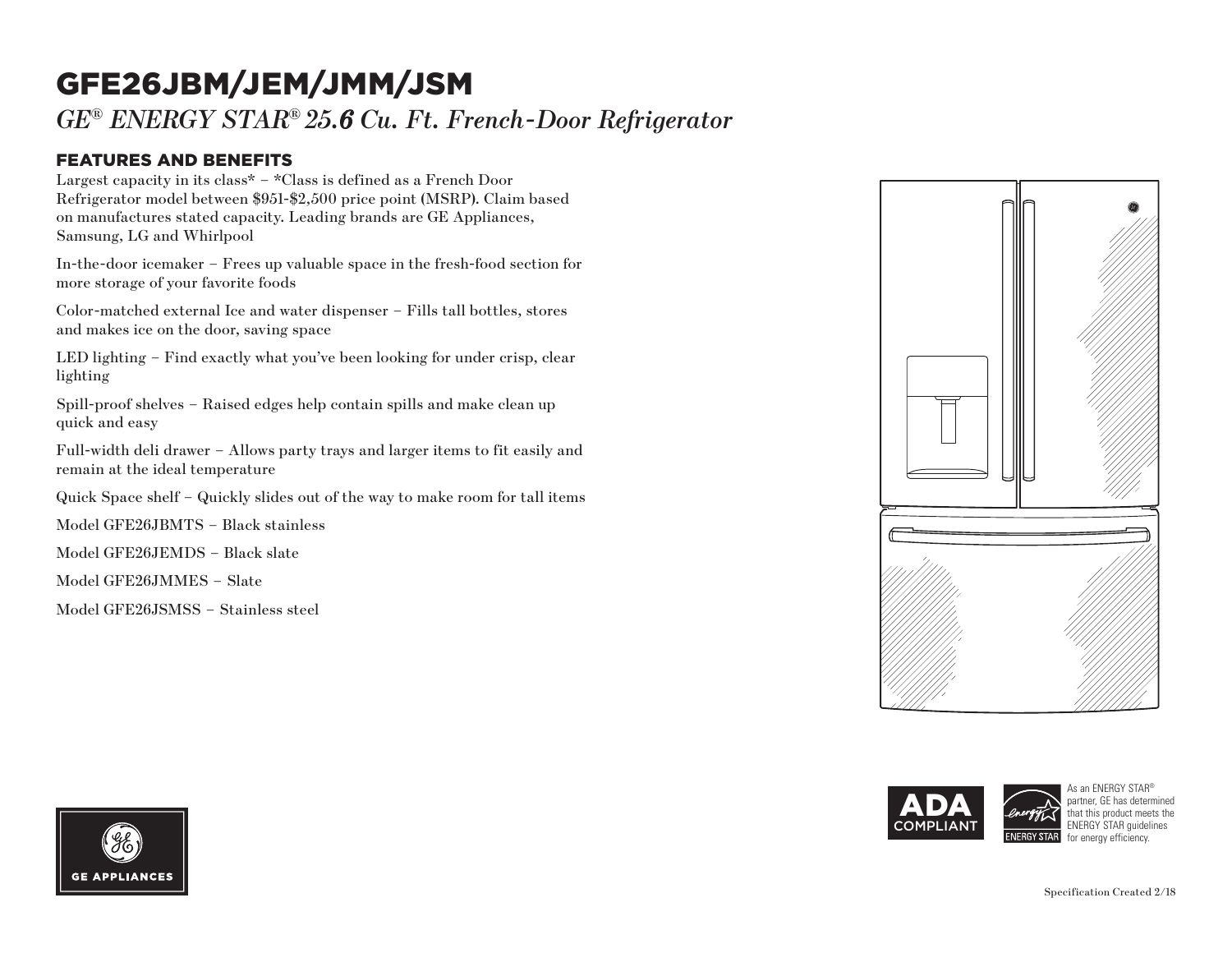# GFE26JBM/JEM/JMM/JSM

*GE® ENERGY STAR® 25.6 Cu. Ft. French-Door Refrigerator*

## FEATURES AND BENEFITS

Largest capacity in its class* – *Class is defined as a French Door Refrigerator model between $951-$2,500 price point (MSRP). Claim based on manufactures stated capacity. Leading brands are GE Appliances, Samsung, LG and Whirlpool

In-the-door icemaker – Frees up valuable space in the fresh-food section for more storage of your favorite foods

Color-matched external Ice and water dispenser – Fills tall bottles, stores and makes ice on the door, saving space

LED lighting – Find exactly what you've been looking for under crisp, clear lighting

Spill-proof shelves – Raised edges help contain spills and make clean up quick and easy

Full-width deli drawer – Allows party trays and larger items to fit easily and remain at the ideal temperature

Quick Space shelf – Quickly slides out of the way to make room for tall items

Model GFE26JBMTS – Black stainless

Model GFE26JEMDS – Black slate

Model GFE26JMMES – Slate

Model GFE26JSMSS – Stainless steel

ADA COMPLIANT

As an ENERGY STAR® partner, GE has determined that this product meets the ENERGY STAR guidelines for energy efficiency.

GE APPLIANCES

Specification Created 2/18